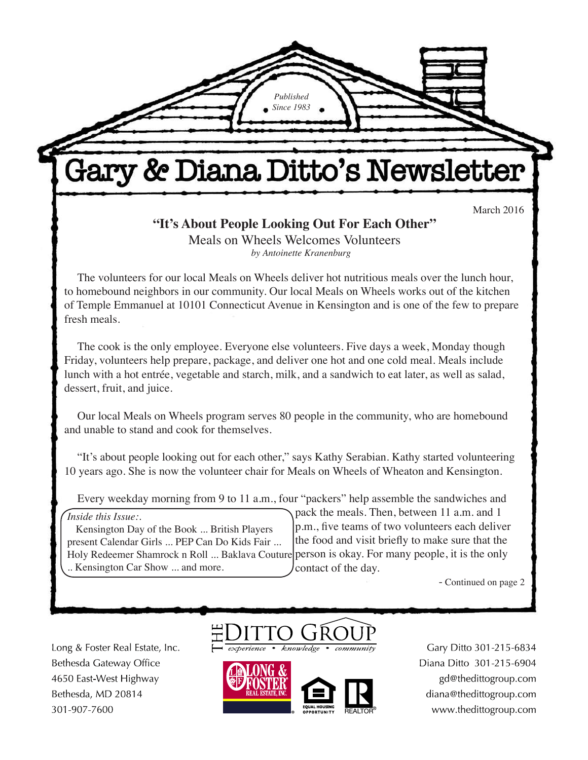*Published Since 1983*

# Gary & Diana Ditto's Newsletter

March 2016

## "It's About People Looking Out For Each Other"

### Meals on Wheels Welcomes Volunteers

*by Antoinette Kranenburg*

The volunteers for our local Meals on Wheels deliver hot nutritious meals over the lunch hour, to homebound neighbors in our community. Our local Meals on Wheels works out of the kitchen of Temple Emmanuel at 10101 Connecticut Avenue in Kensington and is one of the few to prepare fresh meals.

The cook is the only employee. Everyone else volunteers. Five days a week, Monday though Friday, volunteers help prepare, package, and deliver one hot and one cold meal. Meals include lunch with a hot entrée, vegetable and starch, milk, and a sandwich to eat later, as well as salad, dessert, fruit, and juice.

Our local Meals on Wheels program serves 80 people in the community, who are homebound and unable to stand and cook for themselves.

"It's about people looking out for each other," says Kathy Serabian. Kathy started volunteering 10 years ago. She is now the volunteer chair for Meals on Wheels of Wheaton and Kensington.

Every weekday morning from 9 to 11 a.m., four "packers" help assemble the sandwiches and pack the meals. Then, between 11 a.m. and 1 p.m., five teams of two volunteers each deliver the food and visit briefly to make sure that the person is okay. For many people, it is the only contact of the day.

- Continued on page 2

*Inside this Issue:.*
Kensington Day of the Book ... British Players present Calendar Girls ... PEP Can Do Kids Fair ... Holy Redeemer Shamrock n Roll ... Baklava Couture .. Kensington Car Show ... and more.

THE DITTO GROUP
*experience • knowledge • community*

Long & Foster Real Estate, Inc.
Bethesda Gateway Office
4650 East-West Highway
Bethesda, MD 20814
301-907-7600

Gary Ditto 301-215-6834
Diana Ditto 301-215-6904
gd@thedittogroup.com
diana@thedittogroup.com
www.thedittogroup.com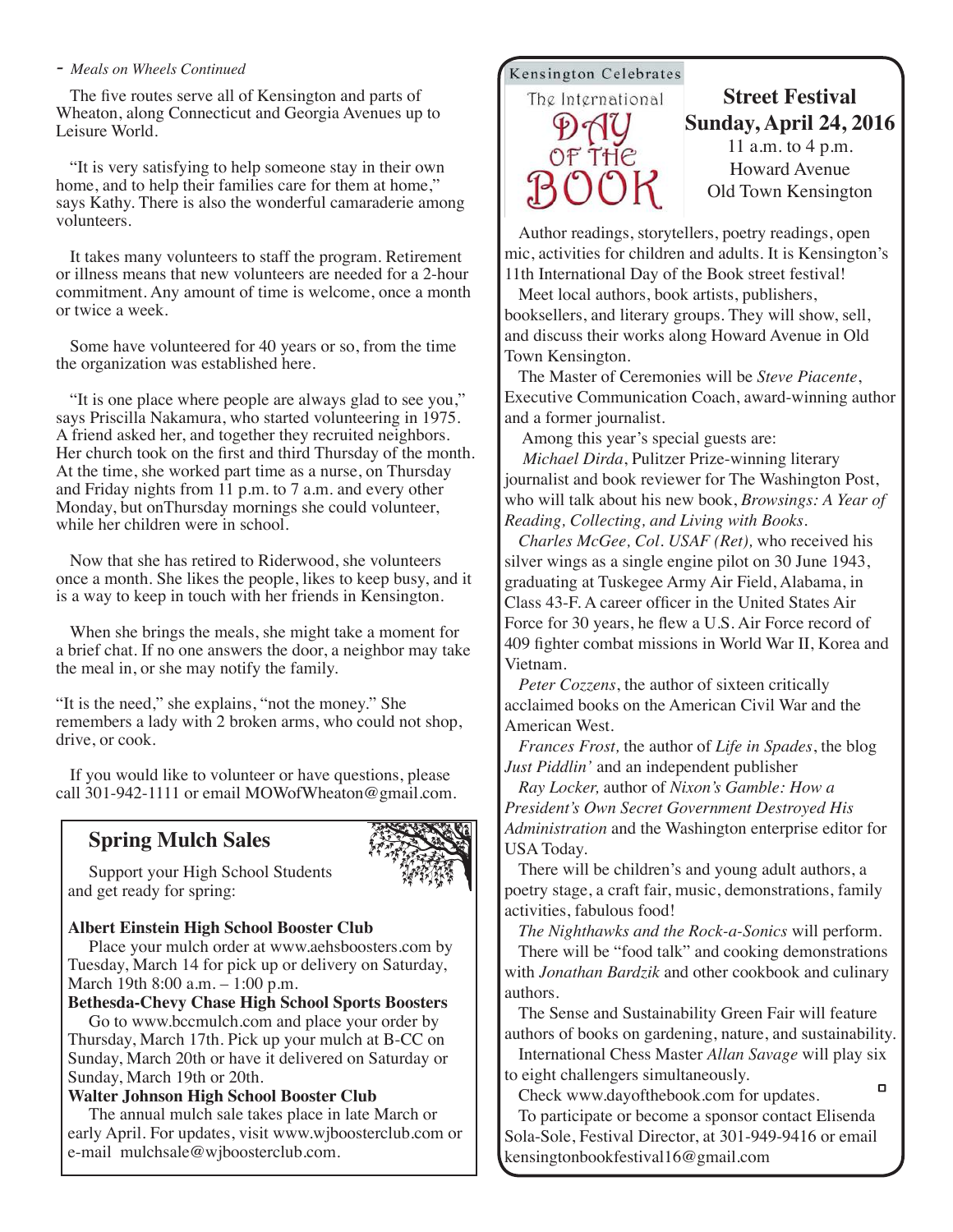- *Meals on Wheels Continued*

The five routes serve all of Kensington and parts of Wheaton, along Connecticut and Georgia Avenues up to Leisure World.

"It is very satisfying to help someone stay in their own home, and to help their families care for them at home," says Kathy. There is also the wonderful camaraderie among volunteers.

It takes many volunteers to staff the program. Retirement or illness means that new volunteers are needed for a 2-hour commitment. Any amount of time is welcome, once a month or twice a week.

Some have volunteered for 40 years or so, from the time the organization was established here.

"It is one place where people are always glad to see you," says Priscilla Nakamura, who started volunteering in 1975. A friend asked her, and together they recruited neighbors. Her church took on the first and third Thursday of the month. At the time, she worked part time as a nurse, on Thursday and Friday nights from 11 p.m. to 7 a.m. and every other Monday, but onThursday mornings she could volunteer, while her children were in school.

Now that she has retired to Riderwood, she volunteers once a month. She likes the people, likes to keep busy, and it is a way to keep in touch with her friends in Kensington.

When she brings the meals, she might take a moment for a brief chat. If no one answers the door, a neighbor may take the meal in, or she may notify the family.

"It is the need," she explains, "not the money." She remembers a lady with 2 broken arms, who could not shop, drive, or cook.

If you would like to volunteer or have questions, please call 301-942-1111 or email MOWofWheaton@gmail.com.

## Spring Mulch Sales

Support your High School Students and get ready for spring:

**Albert Einstein High School Booster Club**

Place your mulch order at www.aehsboosters.com by Tuesday, March 14 for pick up or delivery on Saturday, March 19th 8:00 a.m. – 1:00 p.m.

**Bethesda-Chevy Chase High School Sports Boosters**

Go to www.bccmulch.com and place your order by Thursday, March 17th. Pick up your mulch at B-CC on Sunday, March 20th or have it delivered on Saturday or Sunday, March 19th or 20th.

**Walter Johnson High School Booster Club**

The annual mulch sale takes place in late March or early April. For updates, visit www.wjboosterclub.com or e-mail mulchsale@wjboosterclub.com.

Kensington Celebrates The International DAY OF THE BOOK

## Street Festival
### Sunday, April 24, 2016

11 a.m. to 4 p.m.
Howard Avenue
Old Town Kensington

Author readings, storytellers, poetry readings, open mic, activities for children and adults. It is Kensington's 11th International Day of the Book street festival!

Meet local authors, book artists, publishers, booksellers, and literary groups. They will show, sell, and discuss their works along Howard Avenue in Old Town Kensington.

The Master of Ceremonies will be *Steve Piacente*, Executive Communication Coach, award-winning author and a former journalist.

Among this year's special guests are:

*Michael Dirda*, Pulitzer Prize-winning literary journalist and book reviewer for The Washington Post, who will talk about his new book, *Browsings: A Year of Reading, Collecting, and Living with Books.*

*Charles McGee, Col. USAF (Ret),* who received his silver wings as a single engine pilot on 30 June 1943, graduating at Tuskegee Army Air Field, Alabama, in Class 43-F. A career officer in the United States Air Force for 30 years, he flew a U.S. Air Force record of 409 fighter combat missions in World War II, Korea and Vietnam.

*Peter Cozzens*, the author of sixteen critically acclaimed books on the American Civil War and the American West.

*Frances Frost,* the author of *Life in Spades*, the blog *Just Piddlin'* and an independent publisher

*Ray Locker,* author of *Nixon's Gamble: How a President's Own Secret Government Destroyed His Administration* and the Washington enterprise editor for USA Today.

There will be children's and young adult authors, a poetry stage, a craft fair, music, demonstrations, family activities, fabulous food!

*The Nighthawks and the Rock-a-Sonics* will perform.

There will be "food talk" and cooking demonstrations with *Jonathan Bardzik* and other cookbook and culinary authors.

The Sense and Sustainability Green Fair will feature authors of books on gardening, nature, and sustainability.

International Chess Master *Allan Savage* will play six to eight challengers simultaneously.

Check www.dayofthebook.com for updates.

To participate or become a sponsor contact Elisenda Sola-Sole, Festival Director, at 301-949-9416 or email kensingtonbookfestival16@gmail.com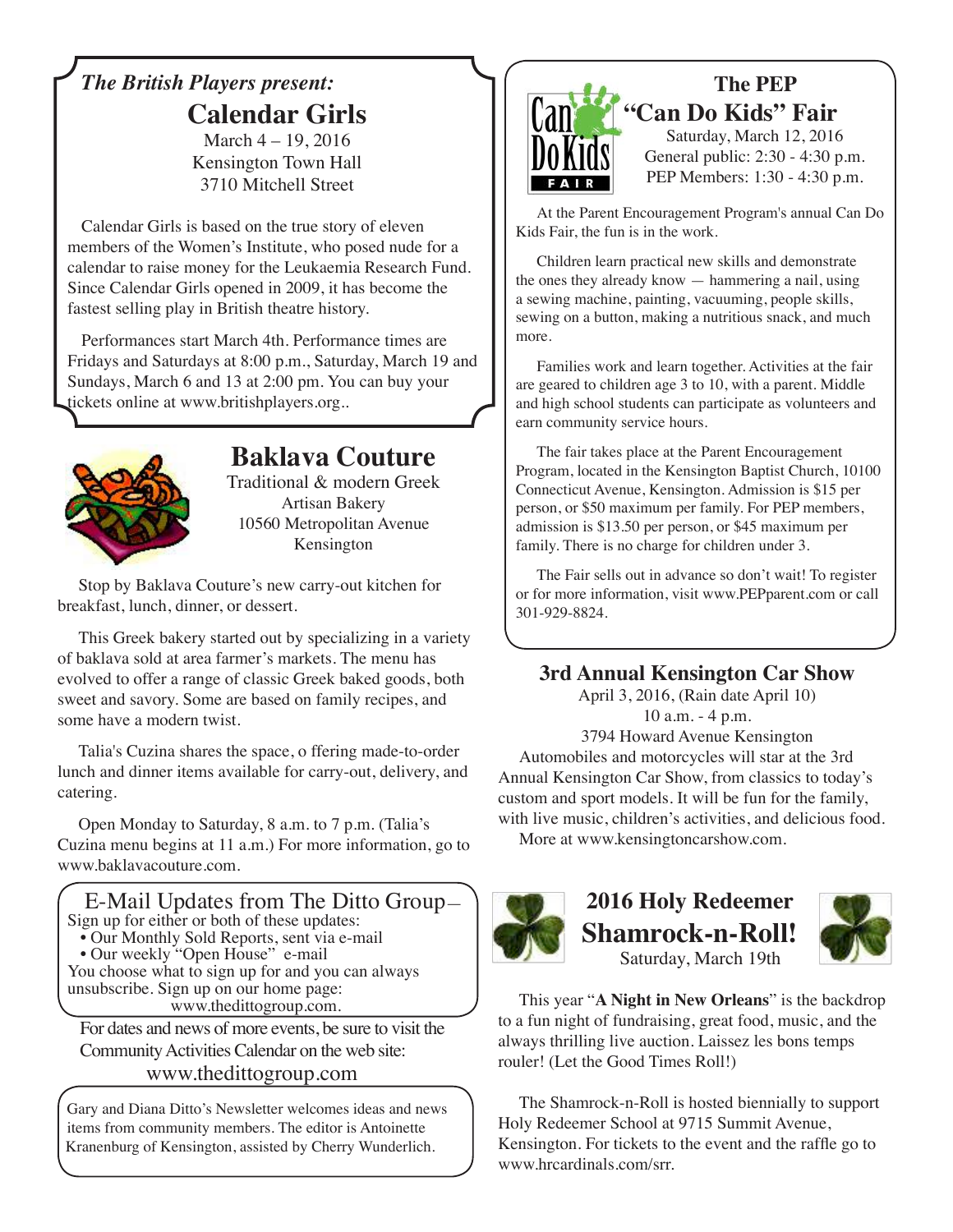*The British Players present:*

## Calendar Girls

March 4 – 19, 2016
Kensington Town Hall
3710 Mitchell Street

Calendar Girls is based on the true story of eleven members of the Women's Institute, who posed nude for a calendar to raise money for the Leukaemia Research Fund. Since Calendar Girls opened in 2009, it has become the fastest selling play in British theatre history.

Performances start March 4th. Performance times are Fridays and Saturdays at 8:00 p.m., Saturday, March 19 and Sundays, March 6 and 13 at 2:00 pm. You can buy your tickets online at www.britishplayers.org..

## Baklava Couture

Traditional & modern Greek
Artisan Bakery
10560 Metropolitan Avenue
Kensington

Stop by Baklava Couture's new carry-out kitchen for breakfast, lunch, dinner, or dessert.

This Greek bakery started out by specializing in a variety of baklava sold at area farmer's markets. The menu has evolved to offer a range of classic Greek baked goods, both sweet and savory. Some are based on family recipes, and some have a modern twist.

Talia's Cuzina shares the space, o ffering made-to-order lunch and dinner items available for carry-out, delivery, and catering.

Open Monday to Saturday, 8 a.m. to 7 p.m. (Talia's Cuzina menu begins at 11 a.m.) For more information, go to www.baklavacouture.com.

### E-Mail Updates from The Ditto Group–

Sign up for either or both of these updates:

- Our Monthly Sold Reports, sent via e-mail
- Our weekly "Open House" e-mail

You choose what to sign up for and you can always unsubscribe. Sign up on our home page: www.thedittogroup.com.

For dates and news of more events, be sure to visit the Community Activities Calendar on the web site:
www.thedittogroup.com

Gary and Diana Ditto's Newsletter welcomes ideas and news items from community members. The editor is Antoinette Kranenburg of Kensington, assisted by Cherry Wunderlich.

## The PEP "Can Do Kids" Fair

Can Do Kids FAIR

Saturday, March 12, 2016
General public: 2:30 - 4:30 p.m.
PEP Members: 1:30 - 4:30 p.m.

At the Parent Encouragement Program's annual Can Do Kids Fair, the fun is in the work.

Children learn practical new skills and demonstrate the ones they already know — hammering a nail, using a sewing machine, painting, vacuuming, people skills, sewing on a button, making a nutritious snack, and much more.

Families work and learn together. Activities at the fair are geared to children age 3 to 10, with a parent. Middle and high school students can participate as volunteers and earn community service hours.

The fair takes place at the Parent Encouragement Program, located in the Kensington Baptist Church, 10100 Connecticut Avenue, Kensington. Admission is $15 per person, or $50 maximum per family. For PEP members, admission is $13.50 per person, or $45 maximum per family. There is no charge for children under 3.

The Fair sells out in advance so don't wait! To register or for more information, visit www.PEPparent.com or call 301-929-8824.

## 3rd Annual Kensington Car Show

April 3, 2016, (Rain date April 10)
10 a.m. - 4 p.m.
3794 Howard Avenue Kensington

Automobiles and motorcycles will star at the 3rd Annual Kensington Car Show, from classics to today's custom and sport models. It will be fun for the family, with live music, children's activities, and delicious food.

More at www.kensingtoncarshow.com.

## 2016 Holy Redeemer Shamrock-n-Roll!

Saturday, March 19th

This year "**A Night in New Orleans**" is the backdrop to a fun night of fundraising, great food, music, and the always thrilling live auction. Laissez les bons temps rouler! (Let the Good Times Roll!)

The Shamrock-n-Roll is hosted biennially to support Holy Redeemer School at 9715 Summit Avenue, Kensington. For tickets to the event and the raffle go to www.hrcardinals.com/srr.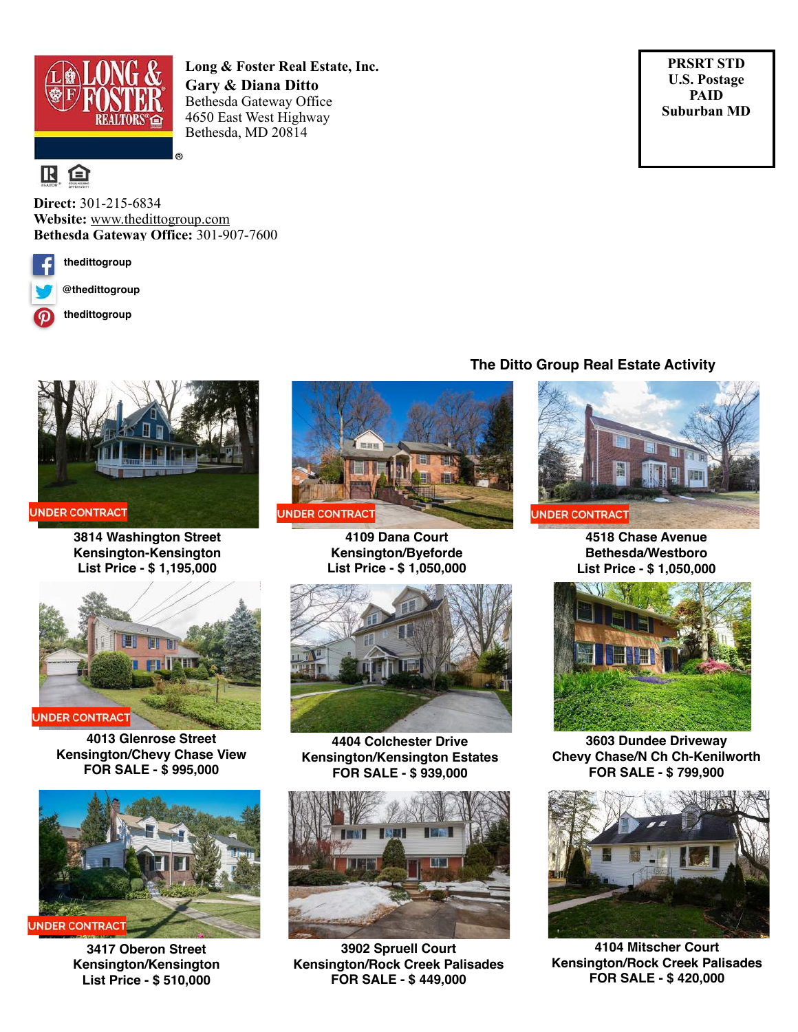**Long & Foster Real Estate, Inc.**
**Gary & Diana Ditto**
Bethesda Gateway Office
4650 East West Highway
Bethesda, MD 20814

**PRSRT STD**
**U.S. Postage**
**PAID**
**Suburban MD**

**Direct:** 301-215-6834
**Website:** www.thedittogroup.com
**Bethesda Gateway Office:** 301-907-7600

thedittogroup
@thedittogroup
thedittogroup

## The Ditto Group Real Estate Activity

UNDER CONTRACT
**3814 Washington Street**
**Kensington-Kensington**
**List Price - $ 1,195,000**

UNDER CONTRACT
**4109 Dana Court**
**Kensington/Byeforde**
**List Price - $ 1,050,000**

UNDER CONTRACT
**4518 Chase Avenue**
**Bethesda/Westboro**
**List Price - $ 1,050,000**

UNDER CONTRACT
**4013 Glenrose Street**
**Kensington/Chevy Chase View**
**FOR SALE - $ 995,000**

**4404 Colchester Drive**
**Kensington/Kensington Estates**
**FOR SALE - $ 939,000**

**3603 Dundee Driveway**
**Chevy Chase/N Ch Ch-Kenilworth**
**FOR SALE - $ 799,900**

UNDER CONTRACT
**3417 Oberon Street**
**Kensington/Kensington**
**List Price - $ 510,000**

**3902 Spruell Court**
**Kensington/Rock Creek Palisades**
**FOR SALE - $ 449,000**

**4104 Mitscher Court**
**Kensington/Rock Creek Palisades**
**FOR SALE - $ 420,000**